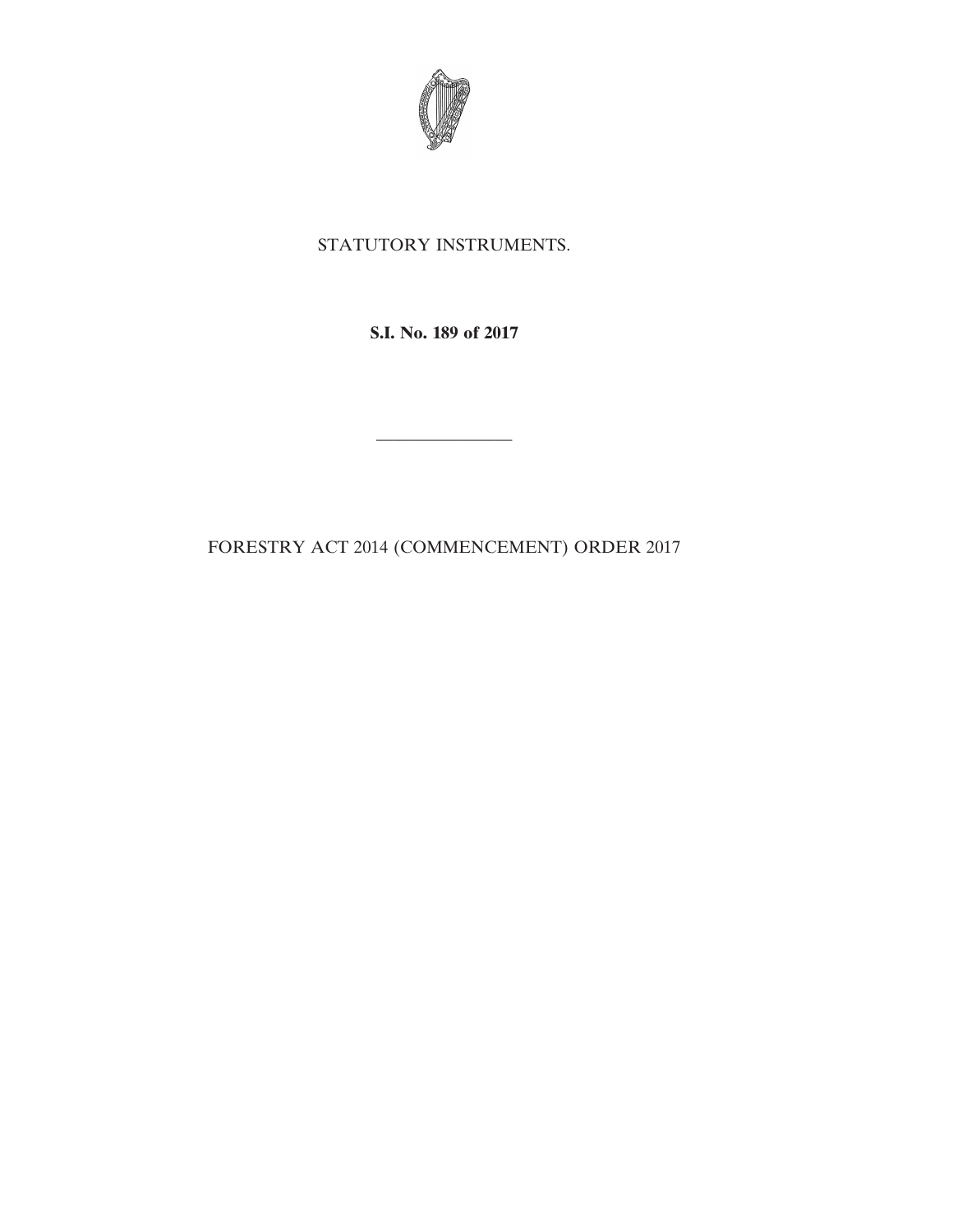STATUTORY INSTRUMENTS.

**S.I. No. 189 of 2017**

---

FORESTRY ACT 2014 (COMMENCEMENT) ORDER 2017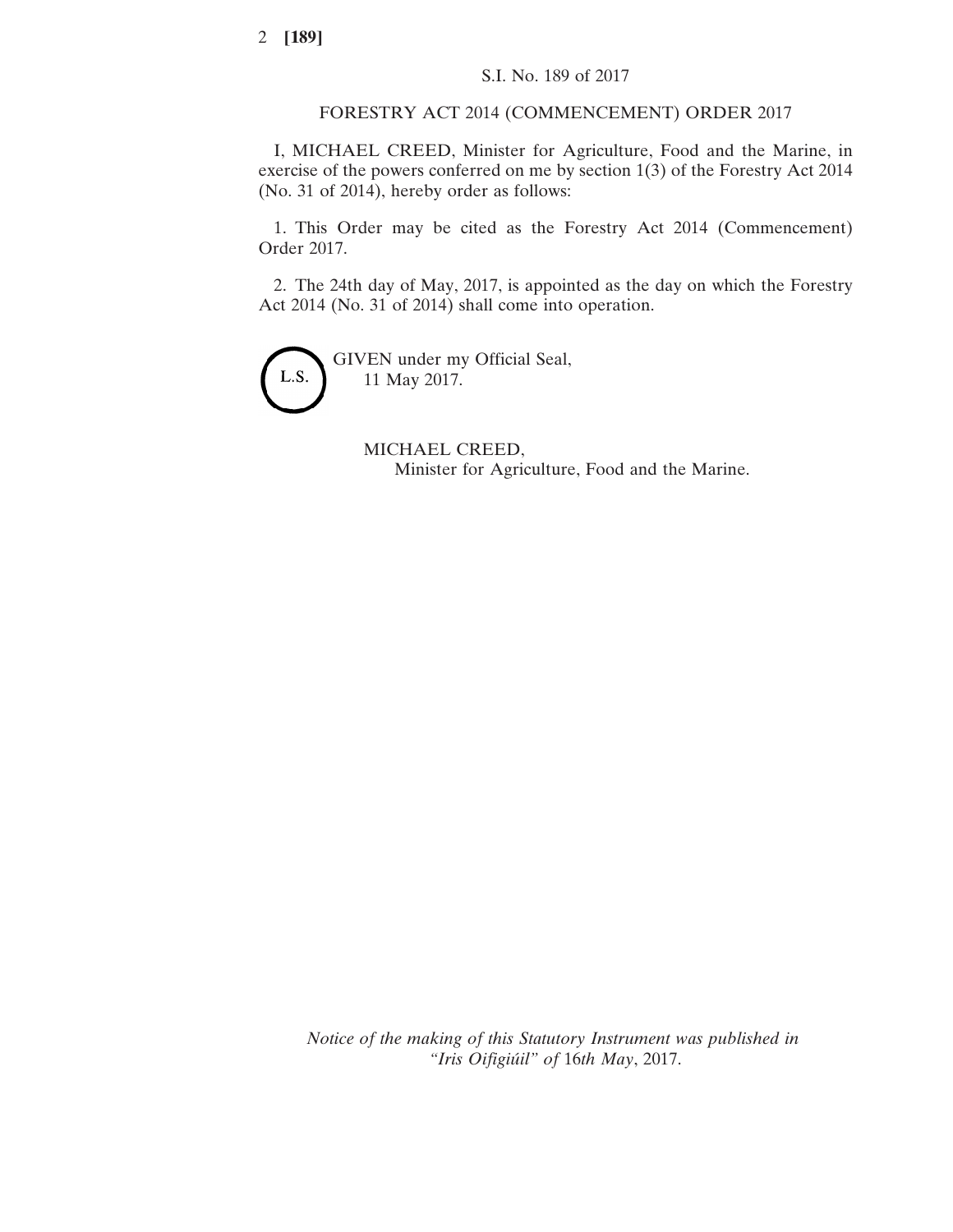S.I. No. 189 of 2017

# FORESTRY ACT 2014 (COMMENCEMENT) ORDER 2017

I, MICHAEL CREED, Minister for Agriculture, Food and the Marine, in exercise of the powers conferred on me by section 1(3) of the Forestry Act 2014 (No. 31 of 2014), hereby order as follows:

1. This Order may be cited as the Forestry Act 2014 (Commencement) Order 2017.

2. The 24th day of May, 2017, is appointed as the day on which the Forestry Act 2014 (No. 31 of 2014) shall come into operation.

L.S.

GIVEN under my Official Seal,
11 May 2017.

MICHAEL CREED,
Minister for Agriculture, Food and the Marine.

*Notice of the making of this Statutory Instrument was published in "Iris Oifigiúil" of* 16*th May*, 2017.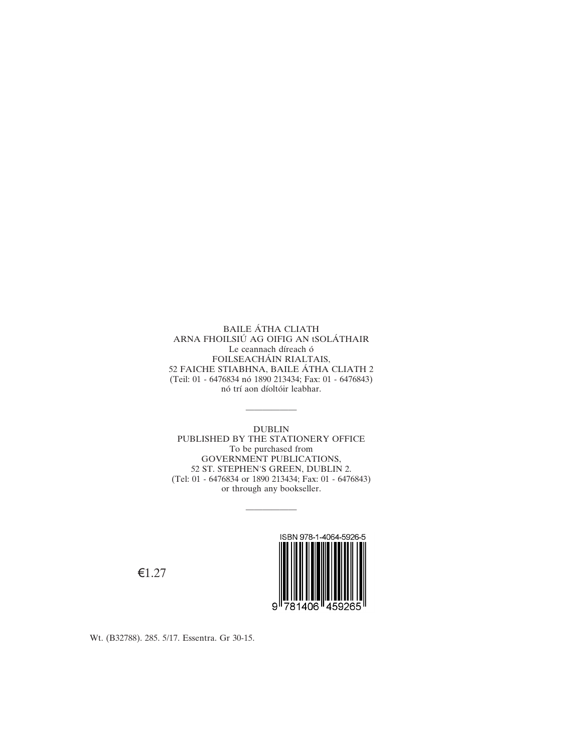BAILE ÁTHA CLIATH
ARNA FHOILSIÚ AG OIFIG AN tSOLÁTHAIR
Le ceannach díreach ó
FOILSEACHÁIN RIALTAIS,
52 FAICHE STIABHNA, BAILE ÁTHA CLIATH 2
(Teil: 01 - 6476834 nó 1890 213434; Fax: 01 - 6476843)
nó trí aon díoltóir leabhar.

---

DUBLIN
PUBLISHED BY THE STATIONERY OFFICE
To be purchased from
GOVERNMENT PUBLICATIONS,
52 ST. STEPHEN'S GREEN, DUBLIN 2.
(Tel: 01 - 6476834 or 1890 213434; Fax: 01 - 6476843)
or through any bookseller.

---

ISBN 978-1-4064-5926-5

9 781406 459265

€1.27

Wt. (B32788). 285. 5/17. Essentra. Gr 30-15.